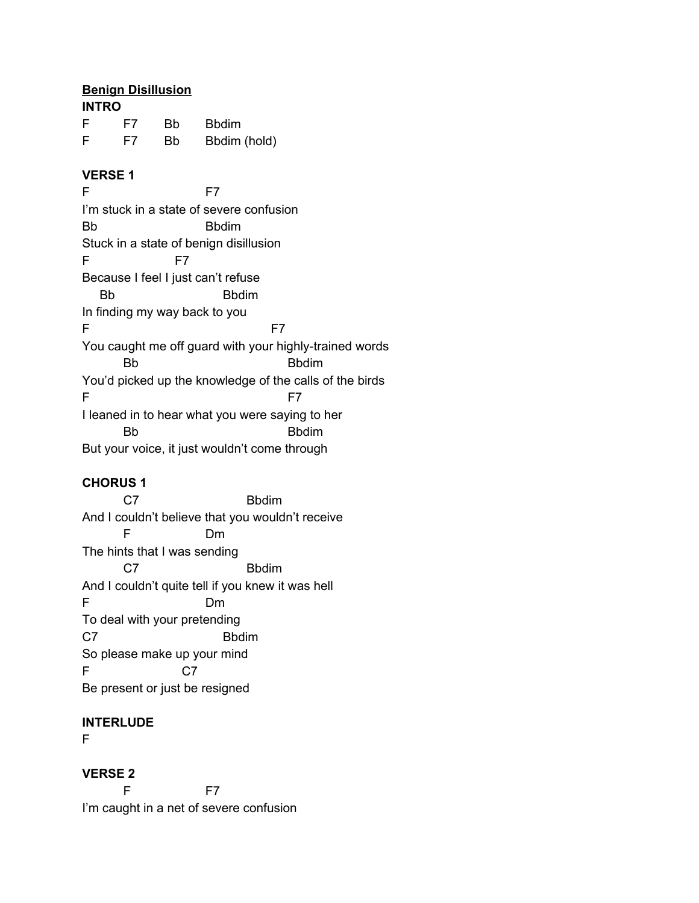**<u>Benign Disillusion</u>**

**INTRO**

```
F       F7      Bb      Bbdim
F       F7      Bb      Bbdim (hold)
```

**VERSE 1**

```
F                       F7
I'm stuck in a state of severe confusion
Bb                      Bbdim
Stuck in a state of benign disillusion
F                 F7
Because I feel I just can't refuse
    Bb                      Bbdim
In finding my way back to you
F                                       F7
You caught me off guard with your highly-trained words
        Bb                              Bbdim
You'd picked up the knowledge of the calls of the birds
F                                       F7
I leaned in to hear what you were saying to her
        Bb                              Bbdim
But your voice, it just wouldn't come through
```

**CHORUS 1**

```
        C7                      Bbdim
And I couldn't believe that you wouldn't receive
        F               Dm
The hints that I was sending
        C7                      Bbdim
And I couldn't quite tell if you knew it was hell
F                       Dm
To deal with your pretending
C7                      Bbdim
So please make up your mind
F               C7
Be present or just be resigned
```

**INTERLUDE**

```
F
```

**VERSE 2**

```
        F               F7
I'm caught in a net of severe confusion
```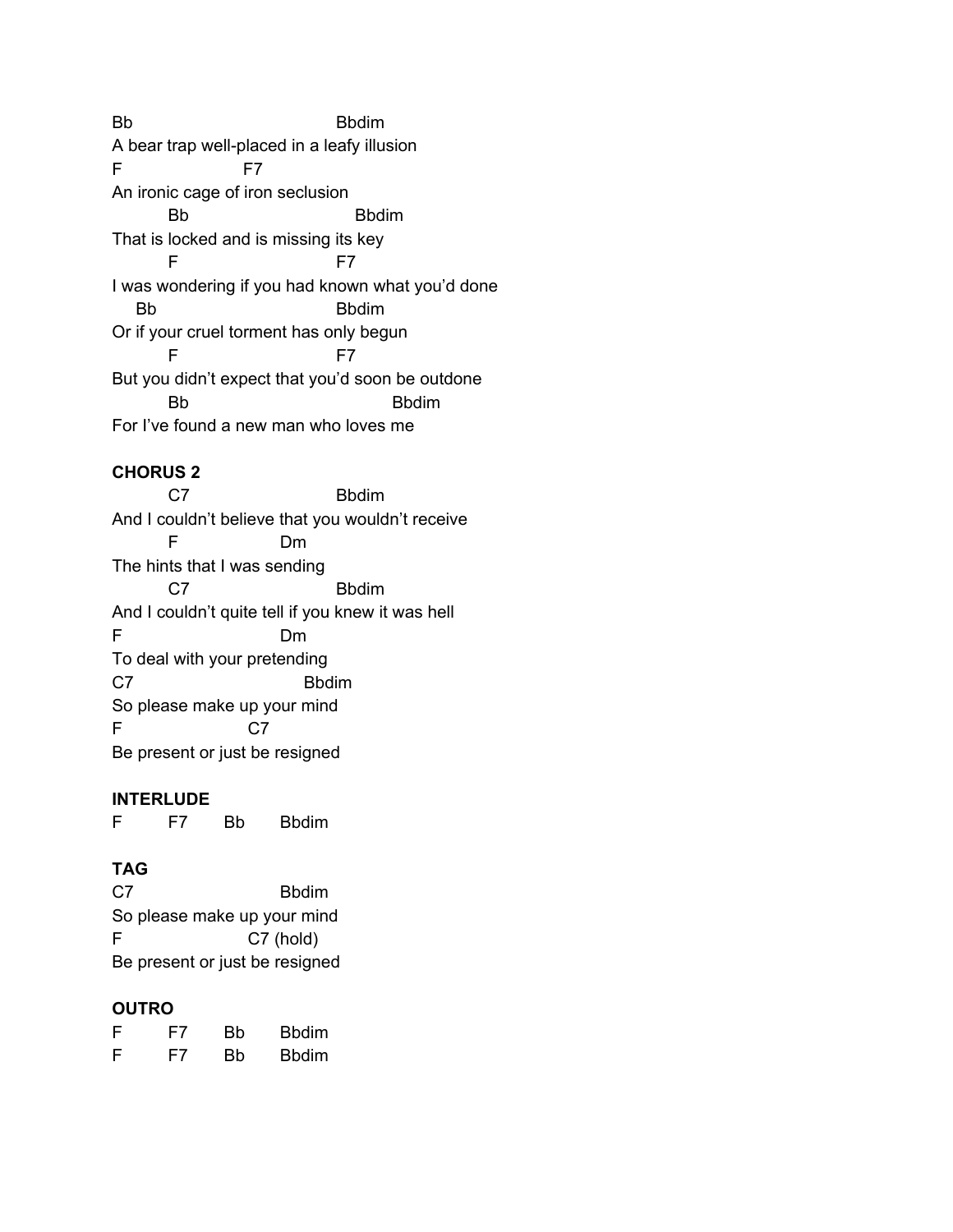```
Bb                                Bbdim
A bear trap well-placed in a leafy illusion
F                    F7
An ironic cage of iron seclusion
         Bb                          Bbdim
That is locked and is missing its key
         F                          F7
I was wondering if you had known what you'd done
    Bb                              Bbdim
Or if your cruel torment has only begun
         F                          F7
But you didn't expect that you'd soon be outdone
         Bb                                    Bbdim
For I've found a new man who loves me
```

**CHORUS 2**

```
         C7                         Bbdim
And I couldn't believe that you wouldn't receive
         F                 Dm
The hints that I was sending
         C7                         Bbdim
And I couldn't quite tell if you knew it was hell
F                          Dm
To deal with your pretending
C7                              Bbdim
So please make up your mind
F                         C7
Be present or just be resigned
```

**INTERLUDE**

```
F        F7      Bb      Bbdim
```

**TAG**

```
C7                         Bbdim
So please make up your mind
F                         C7 (hold)
Be present or just be resigned
```

**OUTRO**

```
F        F7      Bb      Bbdim
F        F7      Bb      Bbdim
```